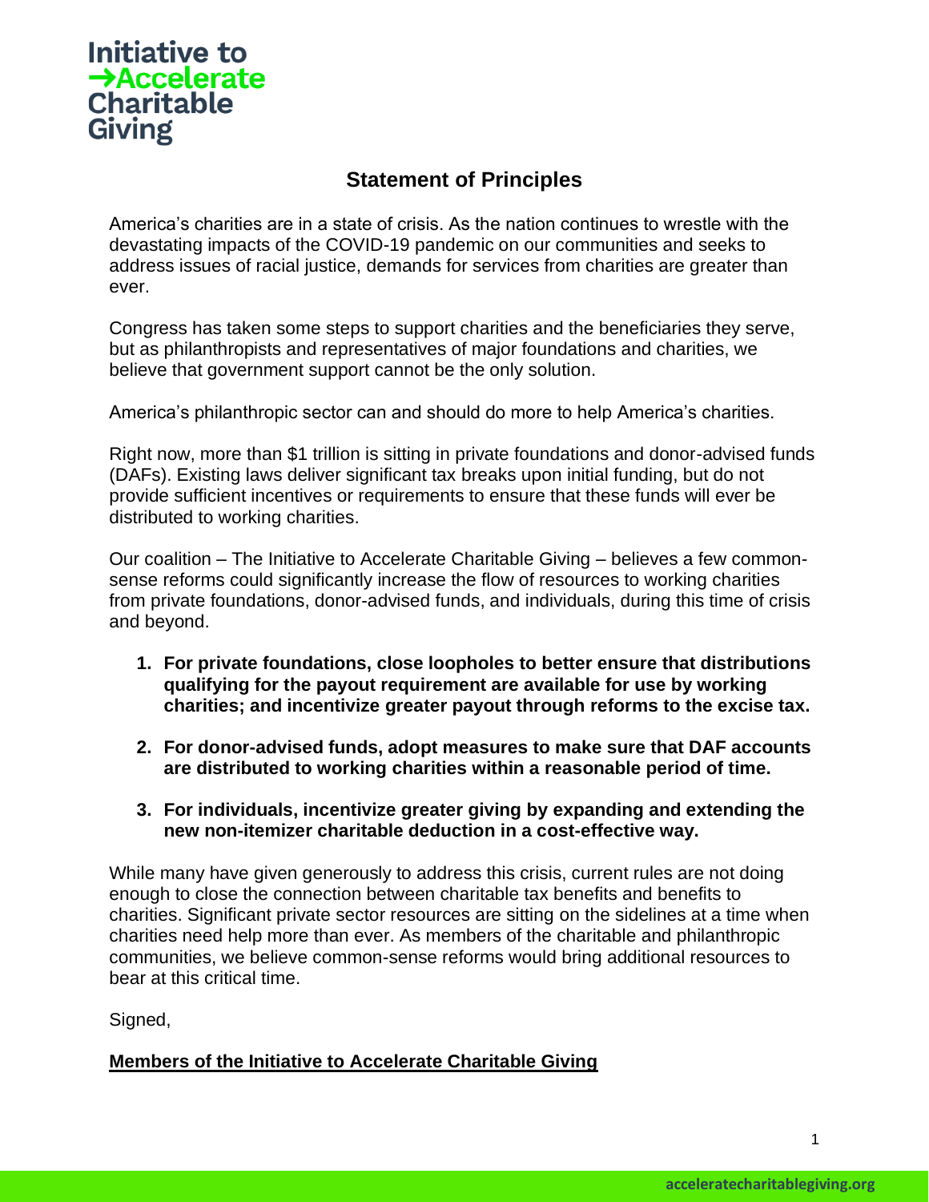Initiative to
→Accelerate
Charitable
Giving

## Statement of Principles

America's charities are in a state of crisis. As the nation continues to wrestle with the devastating impacts of the COVID-19 pandemic on our communities and seeks to address issues of racial justice, demands for services from charities are greater than ever.

Congress has taken some steps to support charities and the beneficiaries they serve, but as philanthropists and representatives of major foundations and charities, we believe that government support cannot be the only solution.

America's philanthropic sector can and should do more to help America's charities.

Right now, more than $1 trillion is sitting in private foundations and donor-advised funds (DAFs). Existing laws deliver significant tax breaks upon initial funding, but do not provide sufficient incentives or requirements to ensure that these funds will ever be distributed to working charities.

Our coalition – The Initiative to Accelerate Charitable Giving – believes a few common-sense reforms could significantly increase the flow of resources to working charities from private foundations, donor-advised funds, and individuals, during this time of crisis and beyond.

1. **For private foundations, close loopholes to better ensure that distributions qualifying for the payout requirement are available for use by working charities; and incentivize greater payout through reforms to the excise tax.**
2. **For donor-advised funds, adopt measures to make sure that DAF accounts are distributed to working charities within a reasonable period of time.**
3. **For individuals, incentivize greater giving by expanding and extending the new non-itemizer charitable deduction in a cost-effective way.**

While many have given generously to address this crisis, current rules are not doing enough to close the connection between charitable tax benefits and benefits to charities. Significant private sector resources are sitting on the sidelines at a time when charities need help more than ever. As members of the charitable and philanthropic communities, we believe common-sense reforms would bring additional resources to bear at this critical time.

Signed,

**Members of the Initiative to Accelerate Charitable Giving**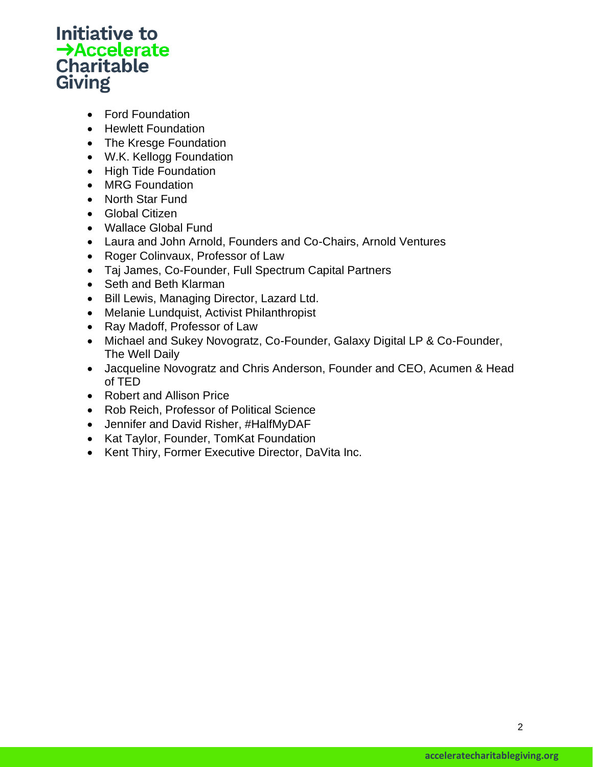- Ford Foundation
- Hewlett Foundation
- The Kresge Foundation
- W.K. Kellogg Foundation
- High Tide Foundation
- MRG Foundation
- North Star Fund
- Global Citizen
- Wallace Global Fund
- Laura and John Arnold, Founders and Co-Chairs, Arnold Ventures
- Roger Colinvaux, Professor of Law
- Taj James, Co-Founder, Full Spectrum Capital Partners
- Seth and Beth Klarman
- Bill Lewis, Managing Director, Lazard Ltd.
- Melanie Lundquist, Activist Philanthropist
- Ray Madoff, Professor of Law
- Michael and Sukey Novogratz, Co-Founder, Galaxy Digital LP & Co-Founder, The Well Daily
- Jacqueline Novogratz and Chris Anderson, Founder and CEO, Acumen & Head of TED
- Robert and Allison Price
- Rob Reich, Professor of Political Science
- Jennifer and David Risher, #HalfMyDAF
- Kat Taylor, Founder, TomKat Foundation
- Kent Thiry, Former Executive Director, DaVita Inc.